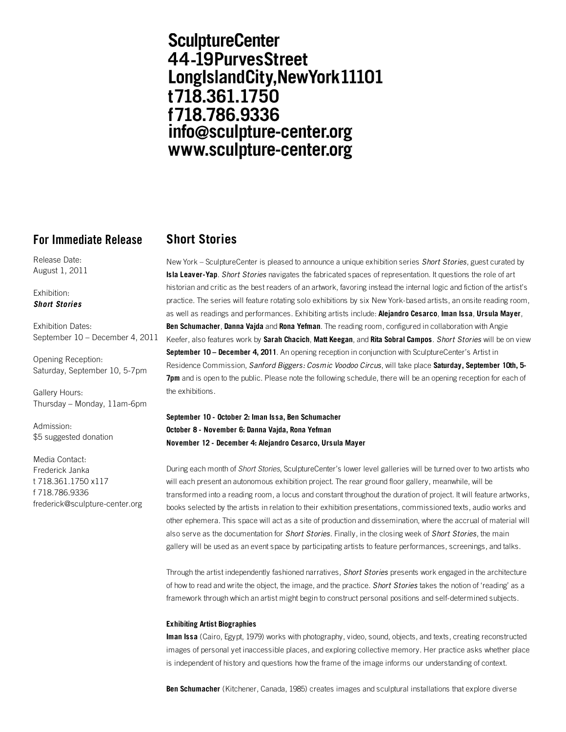**SculptureCenter**
**44-19PurvesStreet**
**LongIslandCity,NewYork11101**
**t718.361.1750**
**f718.786.9336**
**info@sculpture-center.org**
**www.sculpture-center.org**

## For Immediate Release

Release Date:
August 1, 2011

Exhibition:
***Short Stories***

Exhibition Dates:
September 10 – December 4, 2011

Opening Reception:
Saturday, September 10, 5-7pm

Gallery Hours:
Thursday – Monday, 11am-6pm

Admission:
$5 suggested donation

Media Contact:
Frederick Janka
t 718.361.1750 x117
f 718.786.9336
frederick@sculpture-center.org

## Short Stories

New York – SculptureCenter is pleased to announce a unique exhibition series *Short Stories*, guest curated by **Isla Leaver-Yap**. *Short Stories* navigates the fabricated spaces of representation. It questions the role of art historian and critic as the best readers of an artwork, favoring instead the internal logic and fiction of the artist's practice. The series will feature rotating solo exhibitions by six New York-based artists, an onsite reading room, as well as readings and performances. Exhibiting artists include: **Alejandro Cesarco**, **Iman Issa**, **Ursula Mayer**, **Ben Schumacher**, **Danna Vajda** and **Rona Yefman**. The reading room, configured in collaboration with Angie Keefer, also features work by **Sarah Chacich**, **Matt Keegan**, and **Rita Sobral Campos**. *Short Stories* will be on view **September 10 – December 4, 2011**. An opening reception in conjunction with SculptureCenter's Artist in Residence Commission, *Sanford Biggers: Cosmic Voodoo Circus*, will take place **Saturday, September 10th, 5-7pm** and is open to the public. Please note the following schedule, there will be an opening reception for each of the exhibitions.

**September 10 - October 2: Iman Issa, Ben Schumacher**
**October 8 - November 6: Danna Vajda, Rona Yefman**
**November 12 - December 4: Alejandro Cesarco, Ursula Mayer**

During each month of *Short Stories*, SculptureCenter's lower level galleries will be turned over to two artists who will each present an autonomous exhibition project. The rear ground floor gallery, meanwhile, will be transformed into a reading room, a locus and constant throughout the duration of project. It will feature artworks, books selected by the artists in relation to their exhibition presentations, commissioned texts, audio works and other ephemera. This space will act as a site of production and dissemination, where the accrual of material will also serve as the documentation for *Short Stories*. Finally, in the closing week of *Short Stories*, the main gallery will be used as an event space by participating artists to feature performances, screenings, and talks.

Through the artist independently fashioned narratives, *Short Stories* presents work engaged in the architecture of how to read and write the object, the image, and the practice. *Short Stories* takes the notion of 'reading' as a framework through which an artist might begin to construct personal positions and self-determined subjects.

### Exhibiting Artist Biographies

**Iman Issa** (Cairo, Egypt, 1979) works with photography, video, sound, objects, and texts, creating reconstructed images of personal yet inaccessible places, and exploring collective memory. Her practice asks whether place is independent of history and questions how the frame of the image informs our understanding of context.

**Ben Schumacher** (Kitchener, Canada, 1985) creates images and sculptural installations that explore diverse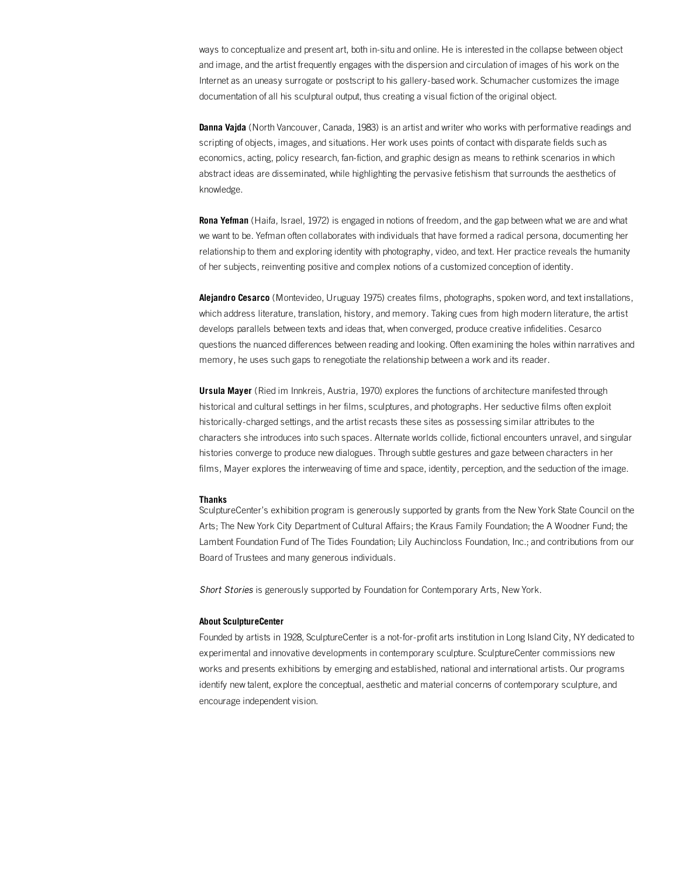ways to conceptualize and present art, both in-situ and online. He is interested in the collapse between object and image, and the artist frequently engages with the dispersion and circulation of images of his work on the Internet as an uneasy surrogate or postscript to his gallery-based work. Schumacher customizes the image documentation of all his sculptural output, thus creating a visual fiction of the original object.

**Danna Vajda** (North Vancouver, Canada, 1983) is an artist and writer who works with performative readings and scripting of objects, images, and situations. Her work uses points of contact with disparate fields such as economics, acting, policy research, fan-fiction, and graphic design as means to rethink scenarios in which abstract ideas are disseminated, while highlighting the pervasive fetishism that surrounds the aesthetics of knowledge.

**Rona Yefman** (Haifa, Israel, 1972) is engaged in notions of freedom, and the gap between what we are and what we want to be. Yefman often collaborates with individuals that have formed a radical persona, documenting her relationship to them and exploring identity with photography, video, and text. Her practice reveals the humanity of her subjects, reinventing positive and complex notions of a customized conception of identity.

**Alejandro Cesarco** (Montevideo, Uruguay 1975) creates films, photographs, spoken word, and text installations, which address literature, translation, history, and memory. Taking cues from high modern literature, the artist develops parallels between texts and ideas that, when converged, produce creative infidelities. Cesarco questions the nuanced differences between reading and looking. Often examining the holes within narratives and memory, he uses such gaps to renegotiate the relationship between a work and its reader.

**Ursula Mayer** (Ried im Innkreis, Austria, 1970) explores the functions of architecture manifested through historical and cultural settings in her films, sculptures, and photographs. Her seductive films often exploit historically-charged settings, and the artist recasts these sites as possessing similar attributes to the characters she introduces into such spaces. Alternate worlds collide, fictional encounters unravel, and singular histories converge to produce new dialogues. Through subtle gestures and gaze between characters in her films, Mayer explores the interweaving of time and space, identity, perception, and the seduction of the image.

**Thanks**

SculptureCenter's exhibition program is generously supported by grants from the New York State Council on the Arts; The New York City Department of Cultural Affairs; the Kraus Family Foundation; the A Woodner Fund; the Lambent Foundation Fund of The Tides Foundation; Lily Auchincloss Foundation, Inc.; and contributions from our Board of Trustees and many generous individuals.

*Short Stories* is generously supported by Foundation for Contemporary Arts, New York.

**About SculptureCenter**

Founded by artists in 1928, SculptureCenter is a not-for-profit arts institution in Long Island City, NY dedicated to experimental and innovative developments in contemporary sculpture. SculptureCenter commissions new works and presents exhibitions by emerging and established, national and international artists. Our programs identify new talent, explore the conceptual, aesthetic and material concerns of contemporary sculpture, and encourage independent vision.